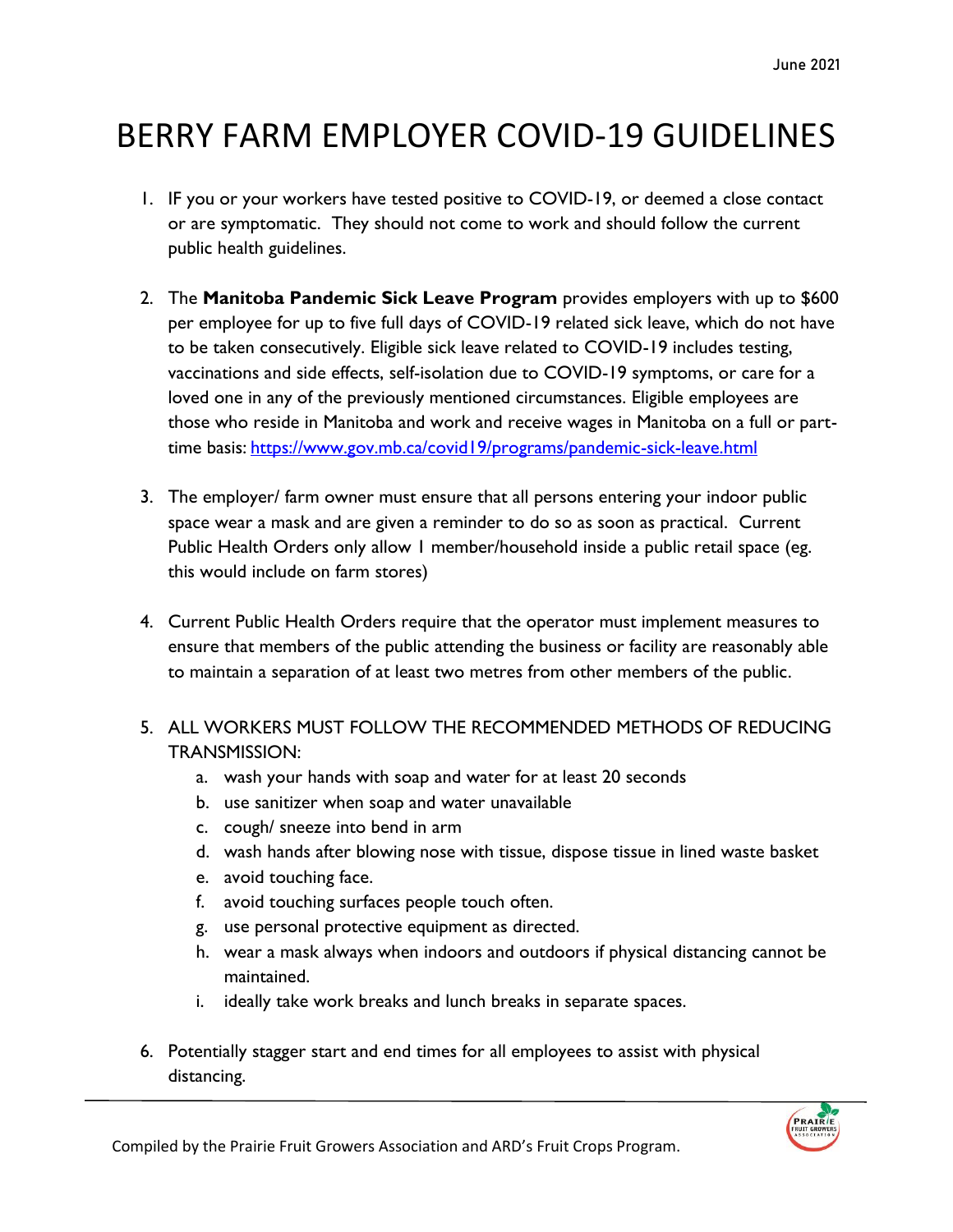June 2021

# BERRY FARM EMPLOYER COVID-19 GUIDELINES

1. IF you or your workers have tested positive to COVID-19, or deemed a close contact or are symptomatic. They should not come to work and should follow the current public health guidelines.

2. The **Manitoba Pandemic Sick Leave Program** provides employers with up to $600 per employee for up to five full days of COVID-19 related sick leave, which do not have to be taken consecutively. Eligible sick leave related to COVID-19 includes testing, vaccinations and side effects, self-isolation due to COVID-19 symptoms, or care for a loved one in any of the previously mentioned circumstances. Eligible employees are those who reside in Manitoba and work and receive wages in Manitoba on a full or part-time basis: [https://www.gov.mb.ca/covid19/programs/pandemic-sick-leave.html](https://www.gov.mb.ca/covid19/programs/pandemic-sick-leave.html)

3. The employer/ farm owner must ensure that all persons entering your indoor public space wear a mask and are given a reminder to do so as soon as practical. Current Public Health Orders only allow 1 member/household inside a public retail space (eg. this would include on farm stores)

4. Current Public Health Orders require that the operator must implement measures to ensure that members of the public attending the business or facility are reasonably able to maintain a separation of at least two metres from other members of the public.

5. ALL WORKERS MUST FOLLOW THE RECOMMENDED METHODS OF REDUCING TRANSMISSION:
   a. wash your hands with soap and water for at least 20 seconds
   b. use sanitizer when soap and water unavailable
   c. cough/ sneeze into bend in arm
   d. wash hands after blowing nose with tissue, dispose tissue in lined waste basket
   e. avoid touching face.
   f. avoid touching surfaces people touch often.
   g. use personal protective equipment as directed.
   h. wear a mask always when indoors and outdoors if physical distancing cannot be maintained.
   i. ideally take work breaks and lunch breaks in separate spaces.

6. Potentially stagger start and end times for all employees to assist with physical distancing.

Compiled by the Prairie Fruit Growers Association and ARD's Fruit Crops Program.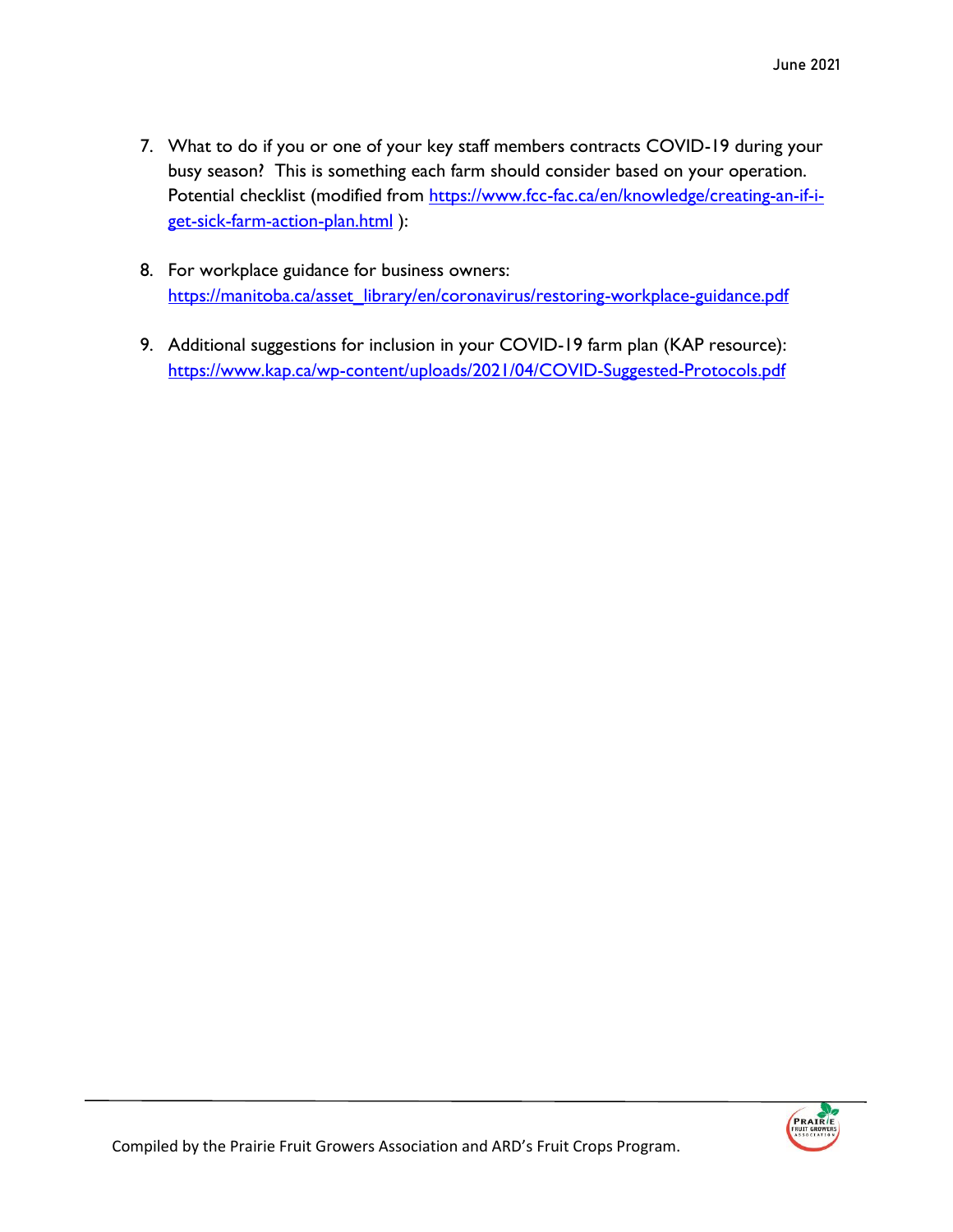7. What to do if you or one of your key staff members contracts COVID-19 during your busy season? This is something each farm should consider based on your operation. Potential checklist (modified from https://www.fcc-fac.ca/en/knowledge/creating-an-if-i-get-sick-farm-action-plan.html ):

8. For workplace guidance for business owners: https://manitoba.ca/asset_library/en/coronavirus/restoring-workplace-guidance.pdf

9. Additional suggestions for inclusion in your COVID-19 farm plan (KAP resource): https://www.kap.ca/wp-content/uploads/2021/04/COVID-Suggested-Protocols.pdf